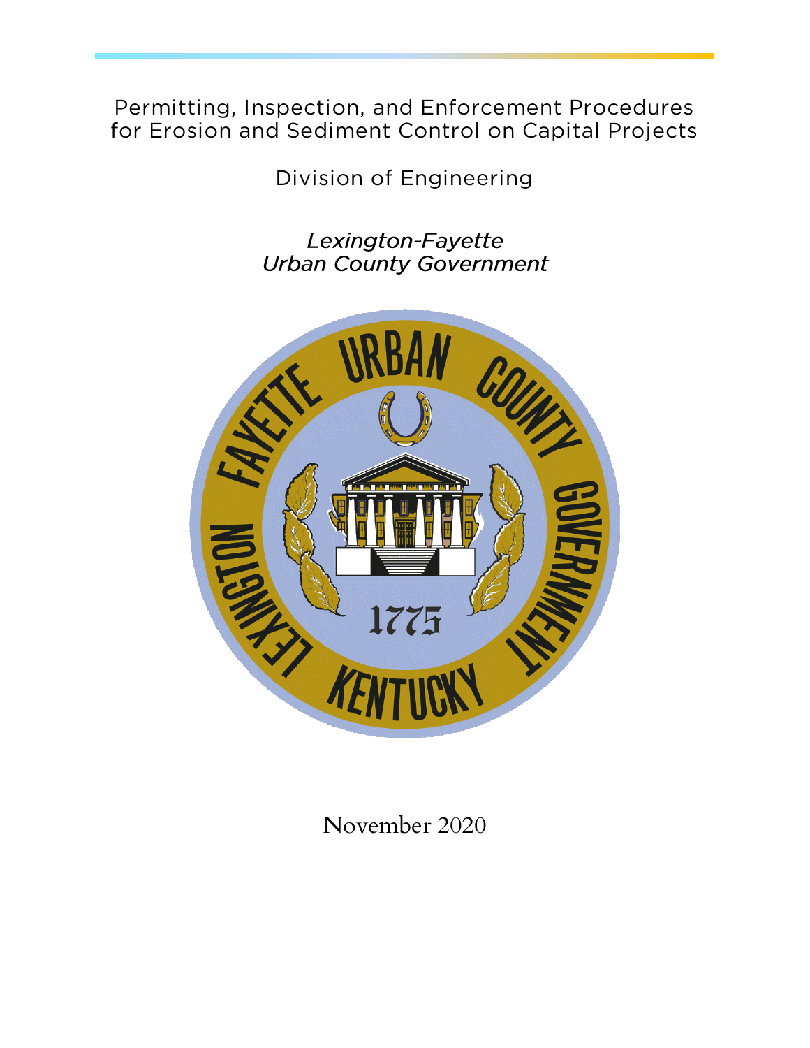# Permitting, Inspection, and Enforcement Procedures for Erosion and Sediment Control on Capital Projects

## Division of Engineering

*Lexington-Fayette*
*Urban County Government*

November 2020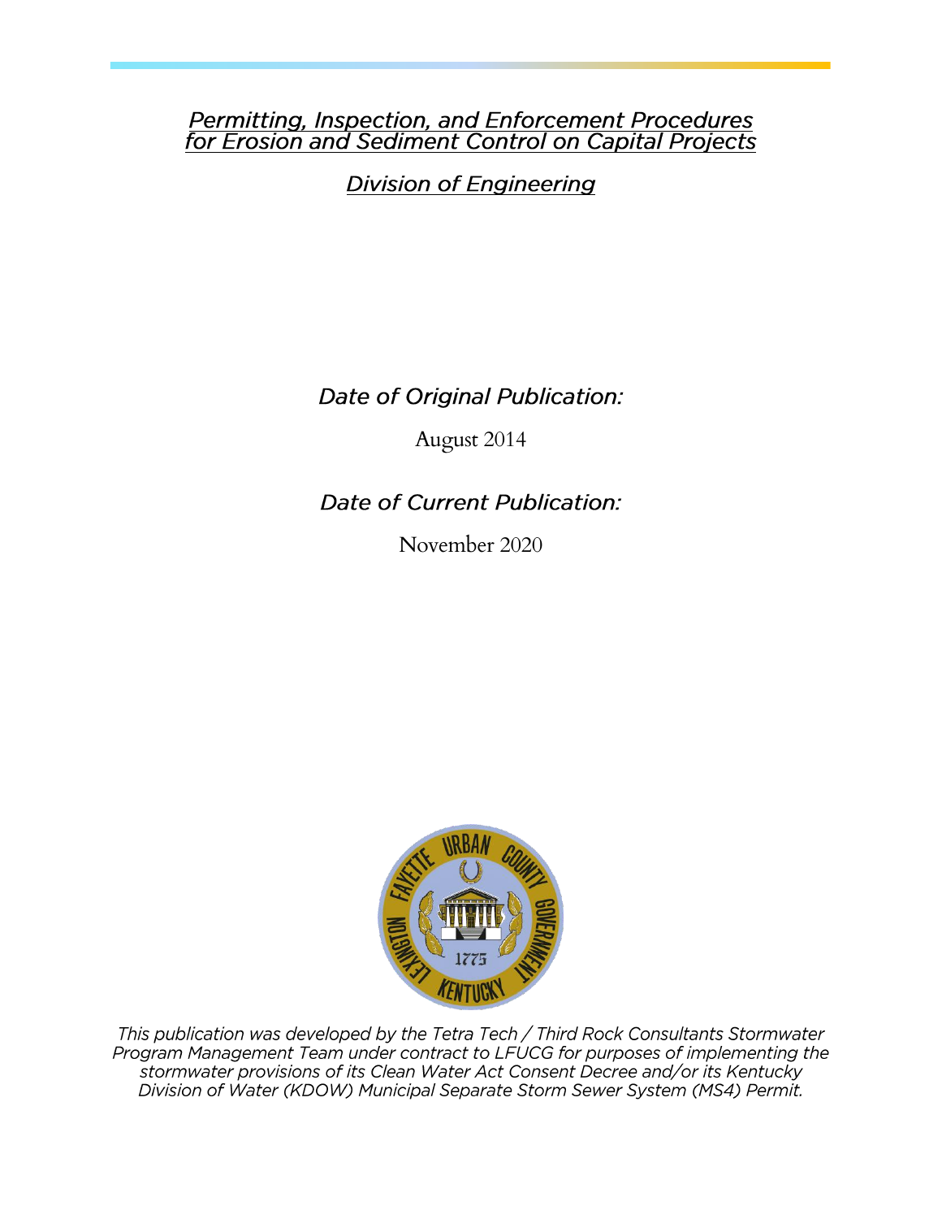# *Permitting, Inspection, and Enforcement Procedures for Erosion and Sediment Control on Capital Projects*

## *Division of Engineering*

### *Date of Original Publication:*

August 2014

### *Date of Current Publication:*

November 2020

*This publication was developed by the Tetra Tech / Third Rock Consultants Stormwater Program Management Team under contract to LFUCG for purposes of implementing the stormwater provisions of its Clean Water Act Consent Decree and/or its Kentucky Division of Water (KDOW) Municipal Separate Storm Sewer System (MS4) Permit.*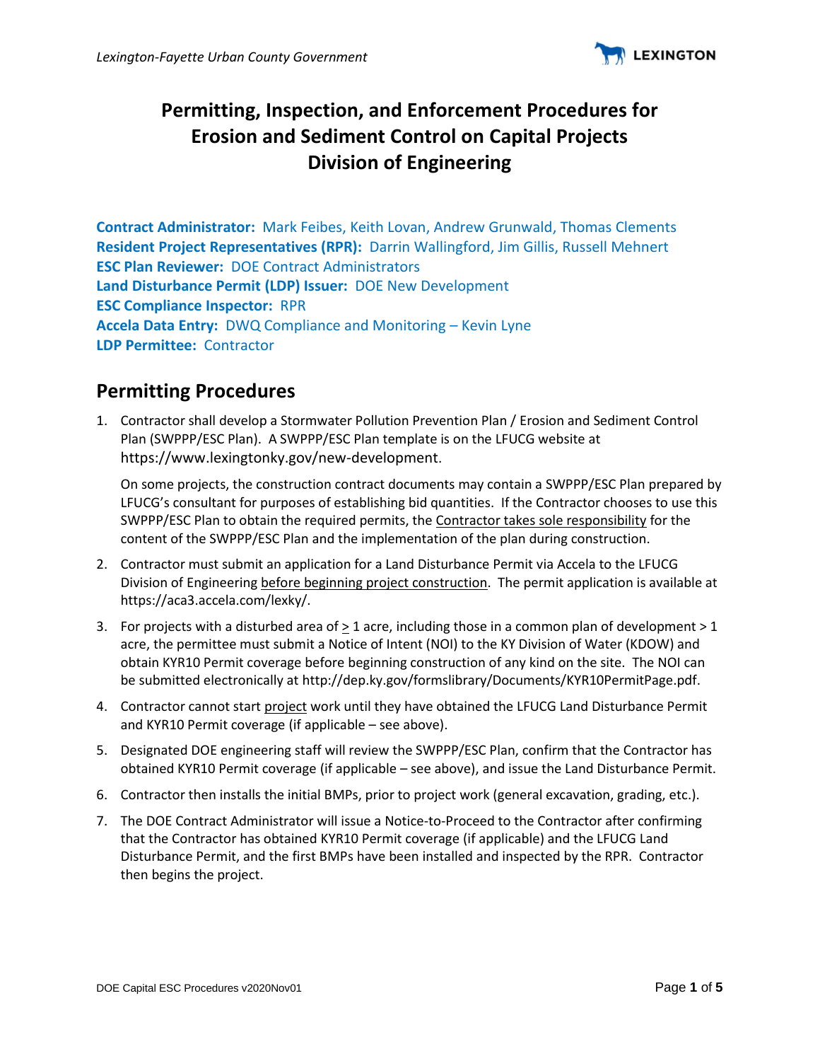# Permitting, Inspection, and Enforcement Procedures for Erosion and Sediment Control on Capital Projects Division of Engineering

**Contract Administrator:** Mark Feibes, Keith Lovan, Andrew Grunwald, Thomas Clements
**Resident Project Representatives (RPR):** Darrin Wallingford, Jim Gillis, Russell Mehnert
**ESC Plan Reviewer:** DOE Contract Administrators
**Land Disturbance Permit (LDP) Issuer:** DOE New Development
**ESC Compliance Inspector:** RPR
**Accela Data Entry:** DWQ Compliance and Monitoring – Kevin Lyne
**LDP Permittee:** Contractor

## Permitting Procedures

1. Contractor shall develop a Stormwater Pollution Prevention Plan / Erosion and Sediment Control Plan (SWPPP/ESC Plan). A SWPPP/ESC Plan template is on the LFUCG website at https://www.lexingtonky.gov/new-development.

   On some projects, the construction contract documents may contain a SWPPP/ESC Plan prepared by LFUCG's consultant for purposes of establishing bid quantities. If the Contractor chooses to use this SWPPP/ESC Plan to obtain the required permits, the <u>Contractor takes sole responsibility</u> for the content of the SWPPP/ESC Plan and the implementation of the plan during construction.

2. Contractor must submit an application for a Land Disturbance Permit via Accela to the LFUCG Division of Engineering <u>before beginning project construction</u>. The permit application is available at https://aca3.accela.com/lexky/.

3. For projects with a disturbed area of $\geq$ 1 acre, including those in a common plan of development > 1 acre, the permittee must submit a Notice of Intent (NOI) to the KY Division of Water (KDOW) and obtain KYR10 Permit coverage before beginning construction of any kind on the site. The NOI can be submitted electronically at http://dep.ky.gov/formslibrary/Documents/KYR10PermitPage.pdf.

4. Contractor cannot start <u>project</u> work until they have obtained the LFUCG Land Disturbance Permit and KYR10 Permit coverage (if applicable – see above).

5. Designated DOE engineering staff will review the SWPPP/ESC Plan, confirm that the Contractor has obtained KYR10 Permit coverage (if applicable – see above), and issue the Land Disturbance Permit.

6. Contractor then installs the initial BMPs, prior to project work (general excavation, grading, etc.).

7. The DOE Contract Administrator will issue a Notice-to-Proceed to the Contractor after confirming that the Contractor has obtained KYR10 Permit coverage (if applicable) and the LFUCG Land Disturbance Permit, and the first BMPs have been installed and inspected by the RPR. Contractor then begins the project.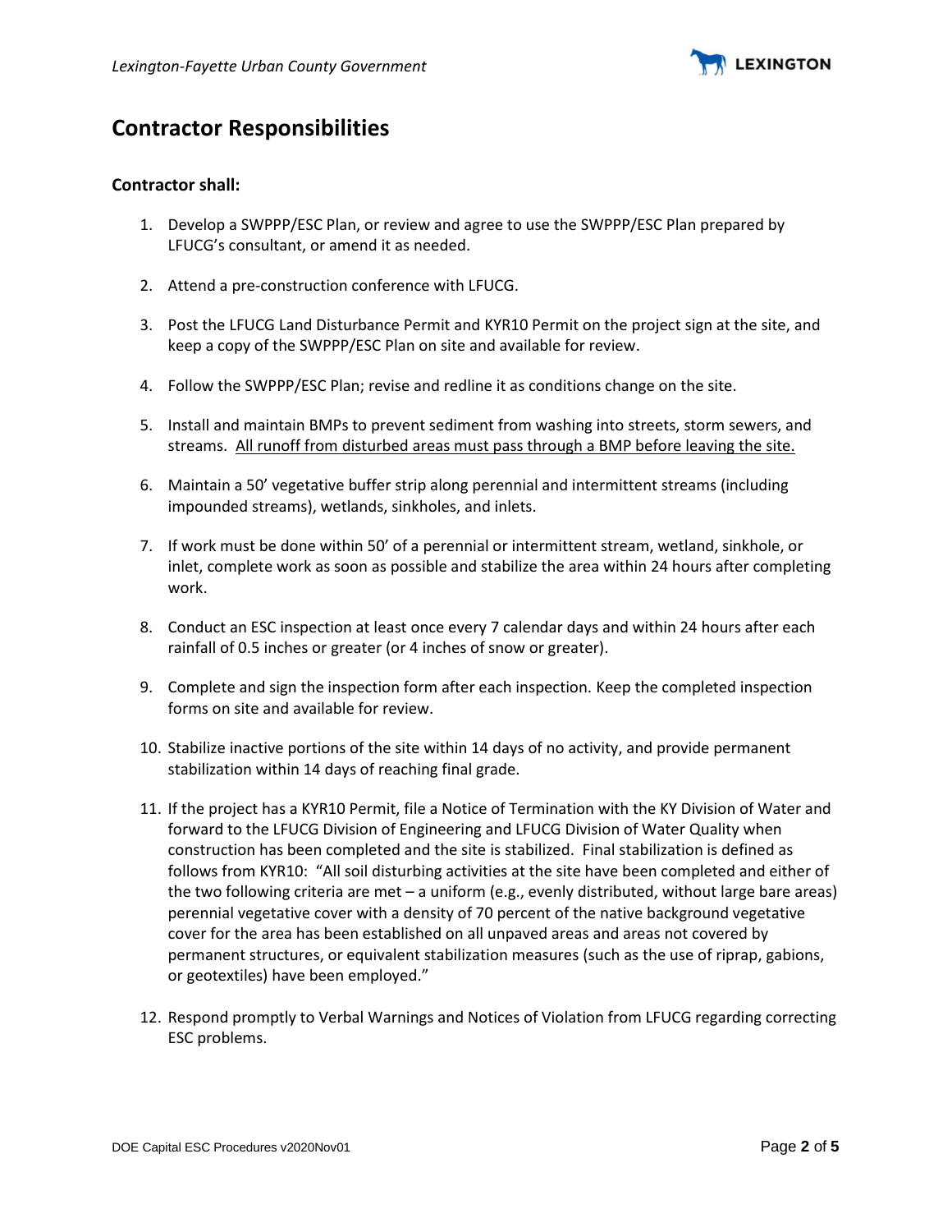# Contractor Responsibilities

**Contractor shall:**

1. Develop a SWPPP/ESC Plan, or review and agree to use the SWPPP/ESC Plan prepared by LFUCG's consultant, or amend it as needed.

2. Attend a pre-construction conference with LFUCG.

3. Post the LFUCG Land Disturbance Permit and KYR10 Permit on the project sign at the site, and keep a copy of the SWPPP/ESC Plan on site and available for review.

4. Follow the SWPPP/ESC Plan; revise and redline it as conditions change on the site.

5. Install and maintain BMPs to prevent sediment from washing into streets, storm sewers, and streams. <u>All runoff from disturbed areas must pass through a BMP before leaving the site.</u>

6. Maintain a 50' vegetative buffer strip along perennial and intermittent streams (including impounded streams), wetlands, sinkholes, and inlets.

7. If work must be done within 50' of a perennial or intermittent stream, wetland, sinkhole, or inlet, complete work as soon as possible and stabilize the area within 24 hours after completing work.

8. Conduct an ESC inspection at least once every 7 calendar days and within 24 hours after each rainfall of 0.5 inches or greater (or 4 inches of snow or greater).

9. Complete and sign the inspection form after each inspection. Keep the completed inspection forms on site and available for review.

10. Stabilize inactive portions of the site within 14 days of no activity, and provide permanent stabilization within 14 days of reaching final grade.

11. If the project has a KYR10 Permit, file a Notice of Termination with the KY Division of Water and forward to the LFUCG Division of Engineering and LFUCG Division of Water Quality when construction has been completed and the site is stabilized. Final stabilization is defined as follows from KYR10: "All soil disturbing activities at the site have been completed and either of the two following criteria are met – a uniform (e.g., evenly distributed, without large bare areas) perennial vegetative cover with a density of 70 percent of the native background vegetative cover for the area has been established on all unpaved areas and areas not covered by permanent structures, or equivalent stabilization measures (such as the use of riprap, gabions, or geotextiles) have been employed."

12. Respond promptly to Verbal Warnings and Notices of Violation from LFUCG regarding correcting ESC problems.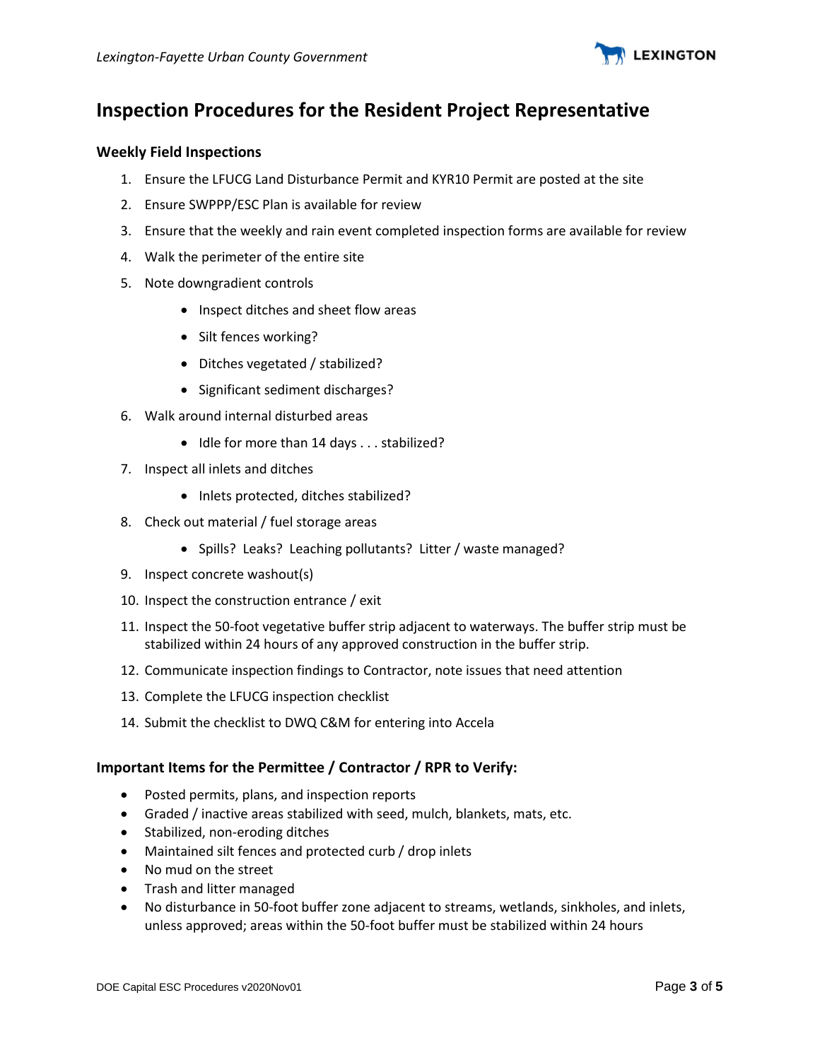# Inspection Procedures for the Resident Project Representative

### Weekly Field Inspections

1. Ensure the LFUCG Land Disturbance Permit and KYR10 Permit are posted at the site
2. Ensure SWPPP/ESC Plan is available for review
3. Ensure that the weekly and rain event completed inspection forms are available for review
4. Walk the perimeter of the entire site
5. Note downgradient controls
   - Inspect ditches and sheet flow areas
   - Silt fences working?
   - Ditches vegetated / stabilized?
   - Significant sediment discharges?
6. Walk around internal disturbed areas
   - Idle for more than 14 days . . . stabilized?
7. Inspect all inlets and ditches
   - Inlets protected, ditches stabilized?
8. Check out material / fuel storage areas
   - Spills? Leaks? Leaching pollutants? Litter / waste managed?
9. Inspect concrete washout(s)
10. Inspect the construction entrance / exit
11. Inspect the 50-foot vegetative buffer strip adjacent to waterways. The buffer strip must be stabilized within 24 hours of any approved construction in the buffer strip.
12. Communicate inspection findings to Contractor, note issues that need attention
13. Complete the LFUCG inspection checklist
14. Submit the checklist to DWQ C&M for entering into Accela

### Important Items for the Permittee / Contractor / RPR to Verify:

- Posted permits, plans, and inspection reports
- Graded / inactive areas stabilized with seed, mulch, blankets, mats, etc.
- Stabilized, non-eroding ditches
- Maintained silt fences and protected curb / drop inlets
- No mud on the street
- Trash and litter managed
- No disturbance in 50-foot buffer zone adjacent to streams, wetlands, sinkholes, and inlets, unless approved; areas within the 50-foot buffer must be stabilized within 24 hours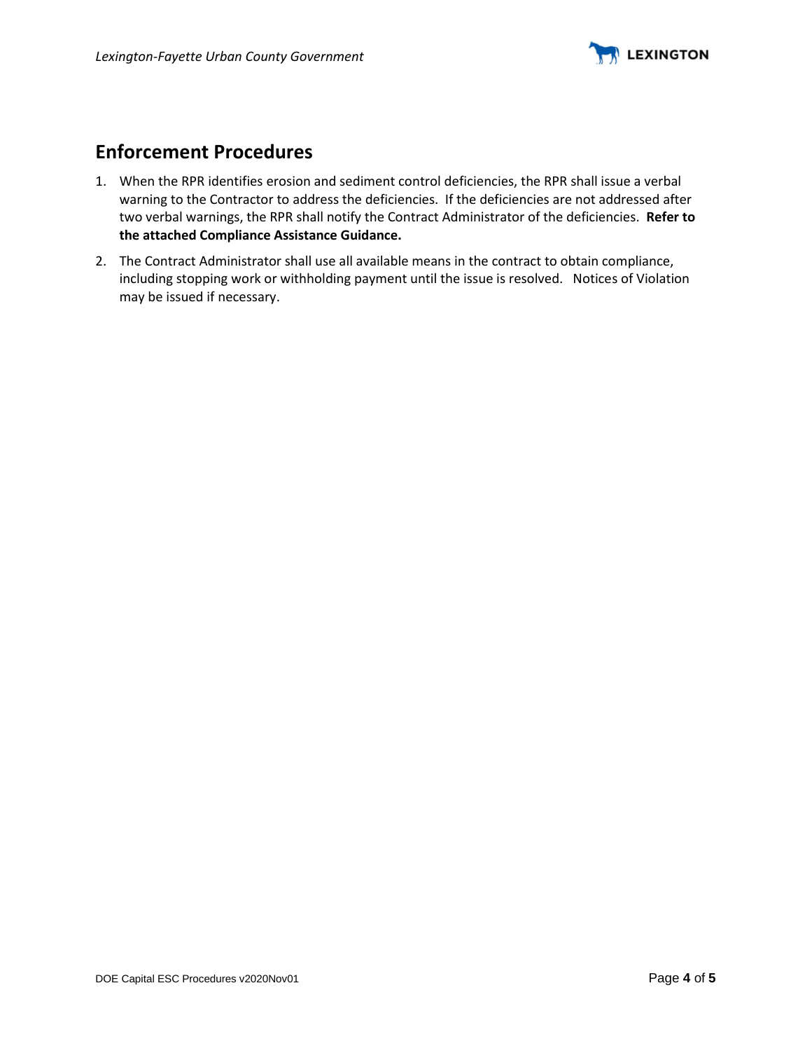## Enforcement Procedures

1. When the RPR identifies erosion and sediment control deficiencies, the RPR shall issue a verbal warning to the Contractor to address the deficiencies. If the deficiencies are not addressed after two verbal warnings, the RPR shall notify the Contract Administrator of the deficiencies. **Refer to the attached Compliance Assistance Guidance.**
2. The Contract Administrator shall use all available means in the contract to obtain compliance, including stopping work or withholding payment until the issue is resolved. Notices of Violation may be issued if necessary.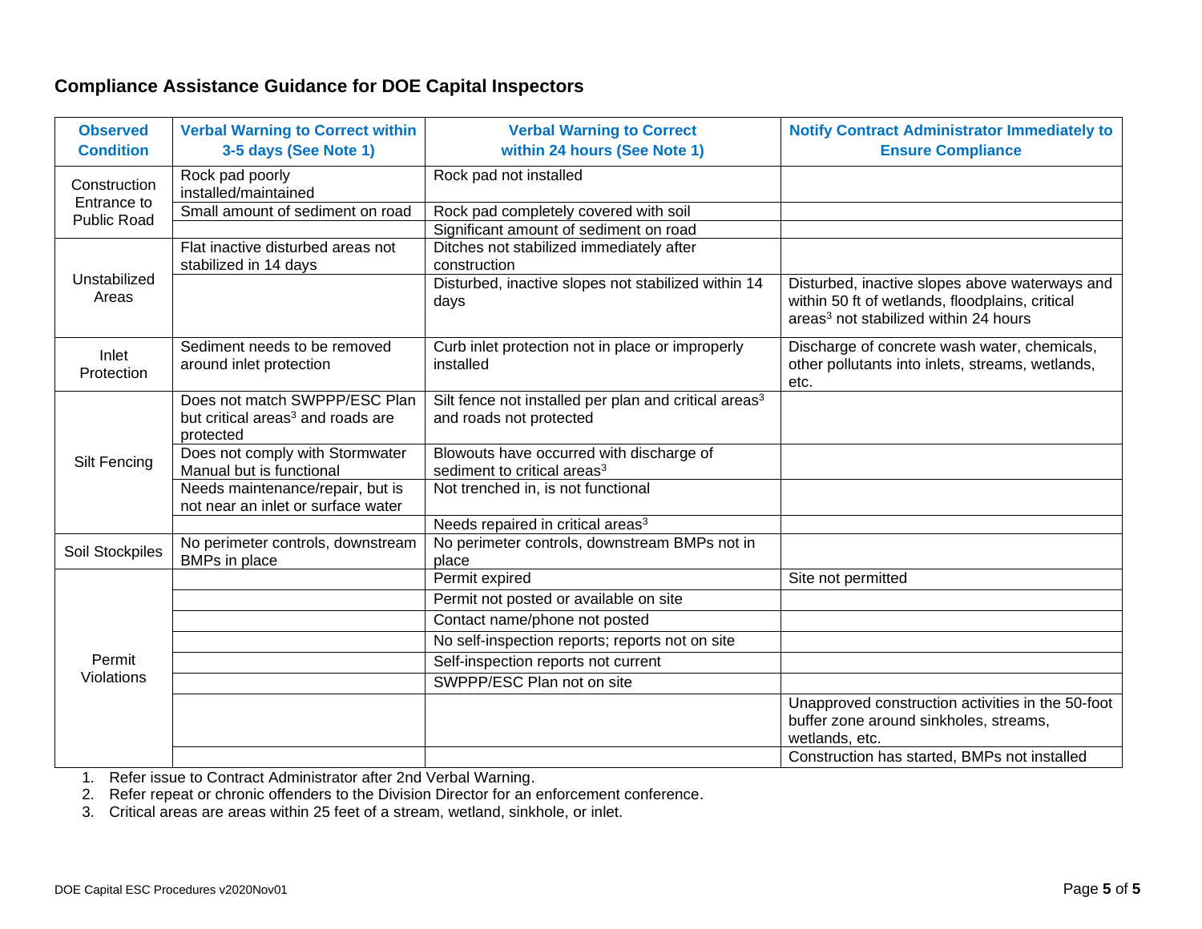## Compliance Assistance Guidance for DOE Capital Inspectors

| Observed Condition | Verbal Warning to Correct within 3-5 days (See Note 1) | Verbal Warning to Correct within 24 hours (See Note 1) | Notify Contract Administrator Immediately to Ensure Compliance |
|---|---|---|---|
| Construction Entrance to Public Road | Rock pad poorly installed/maintained | Rock pad not installed | |
| | Small amount of sediment on road | Rock pad completely covered with soil | |
| | | Significant amount of sediment on road | |
| Unstabilized Areas | Flat inactive disturbed areas not stabilized in 14 days | Ditches not stabilized immediately after construction | |
| | | Disturbed, inactive slopes not stabilized within 14 days | Disturbed, inactive slopes above waterways and within 50 ft of wetlands, floodplains, critical areas[3] not stabilized within 24 hours |
| Inlet Protection | Sediment needs to be removed around inlet protection | Curb inlet protection not in place or improperly installed | Discharge of concrete wash water, chemicals, other pollutants into inlets, streams, wetlands, etc. |
| Silt Fencing | Does not match SWPPP/ESC Plan but critical areas[3] and roads are protected | Silt fence not installed per plan and critical areas[3] and roads not protected | |
| | Does not comply with Stormwater Manual but is functional | Blowouts have occurred with discharge of sediment to critical areas[3] | |
| | Needs maintenance/repair, but is not near an inlet or surface water | Not trenched in, is not functional | |
| | | Needs repaired in critical areas[3] | |
| Soil Stockpiles | No perimeter controls, downstream BMPs in place | No perimeter controls, downstream BMPs not in place | |
| Permit Violations | | Permit expired | Site not permitted |
| | | Permit not posted or available on site | |
| | | Contact name/phone not posted | |
| | | No self-inspection reports; reports not on site | |
| | | Self-inspection reports not current | |
| | | SWPPP/ESC Plan not on site | |
| | | | Unapproved construction activities in the 50-foot buffer zone around sinkholes, streams, wetlands, etc. |
| | | | Construction has started, BMPs not installed |

1. Refer issue to Contract Administrator after 2nd Verbal Warning.
2. Refer repeat or chronic offenders to the Division Director for an enforcement conference.
3. Critical areas are areas within 25 feet of a stream, wetland, sinkhole, or inlet.